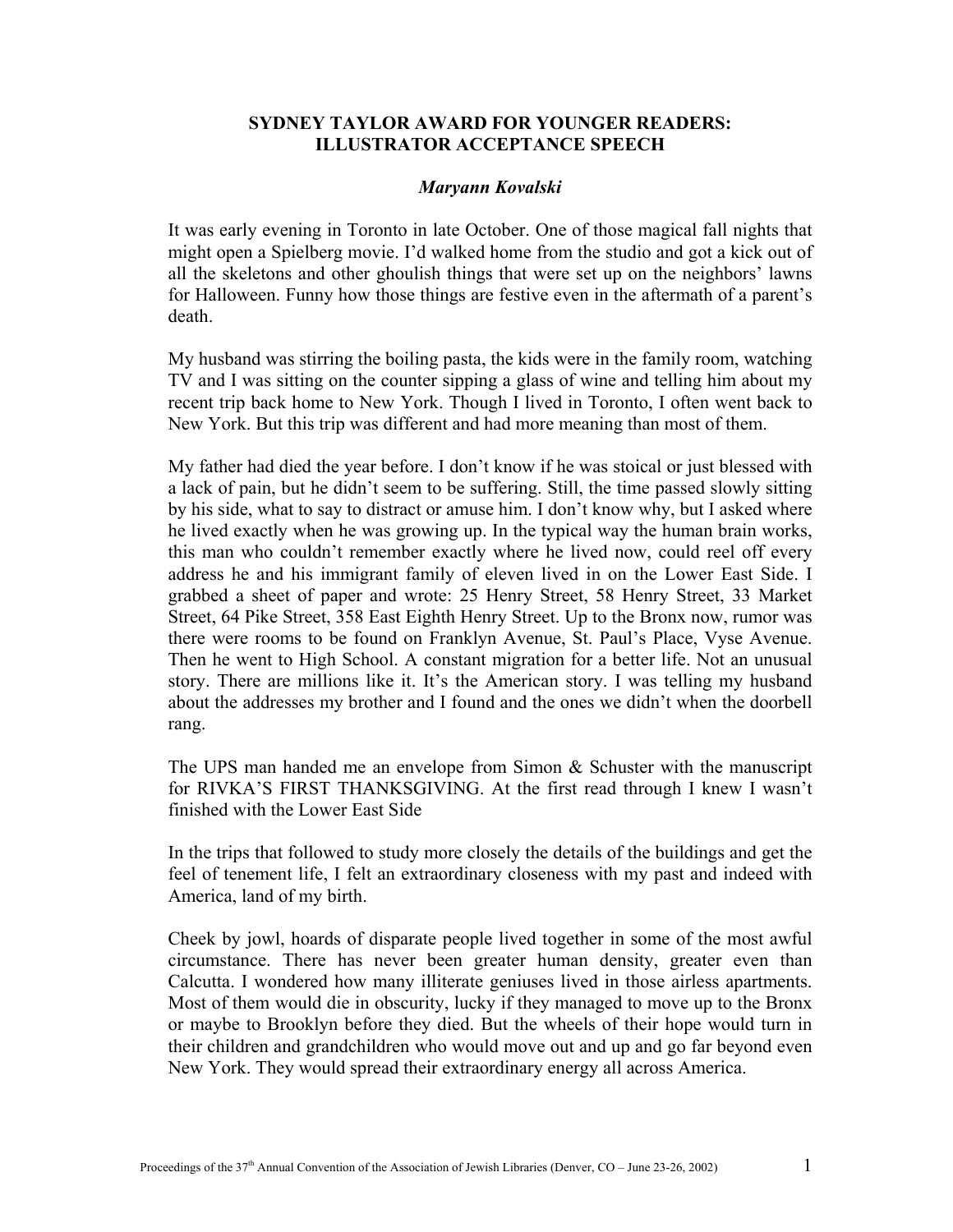# SYDNEY TAYLOR AWARD FOR YOUNGER READERS: ILLUSTRATOR ACCEPTANCE SPEECH

***Maryann Kovalski***

It was early evening in Toronto in late October. One of those magical fall nights that might open a Spielberg movie. I'd walked home from the studio and got a kick out of all the skeletons and other ghoulish things that were set up on the neighbors' lawns for Halloween. Funny how those things are festive even in the aftermath of a parent's death.

My husband was stirring the boiling pasta, the kids were in the family room, watching TV and I was sitting on the counter sipping a glass of wine and telling him about my recent trip back home to New York. Though I lived in Toronto, I often went back to New York. But this trip was different and had more meaning than most of them.

My father had died the year before. I don't know if he was stoical or just blessed with a lack of pain, but he didn't seem to be suffering. Still, the time passed slowly sitting by his side, what to say to distract or amuse him. I don't know why, but I asked where he lived exactly when he was growing up. In the typical way the human brain works, this man who couldn't remember exactly where he lived now, could reel off every address he and his immigrant family of eleven lived in on the Lower East Side. I grabbed a sheet of paper and wrote: 25 Henry Street, 58 Henry Street, 33 Market Street, 64 Pike Street, 358 East Eighth Henry Street. Up to the Bronx now, rumor was there were rooms to be found on Franklyn Avenue, St. Paul's Place, Vyse Avenue. Then he went to High School. A constant migration for a better life. Not an unusual story. There are millions like it. It's the American story. I was telling my husband about the addresses my brother and I found and the ones we didn't when the doorbell rang.

The UPS man handed me an envelope from Simon & Schuster with the manuscript for RIVKA'S FIRST THANKSGIVING. At the first read through I knew I wasn't finished with the Lower East Side

In the trips that followed to study more closely the details of the buildings and get the feel of tenement life, I felt an extraordinary closeness with my past and indeed with America, land of my birth.

Cheek by jowl, hoards of disparate people lived together in some of the most awful circumstance. There has never been greater human density, greater even than Calcutta. I wondered how many illiterate geniuses lived in those airless apartments. Most of them would die in obscurity, lucky if they managed to move up to the Bronx or maybe to Brooklyn before they died. But the wheels of their hope would turn in their children and grandchildren who would move out and up and go far beyond even New York. They would spread their extraordinary energy all across America.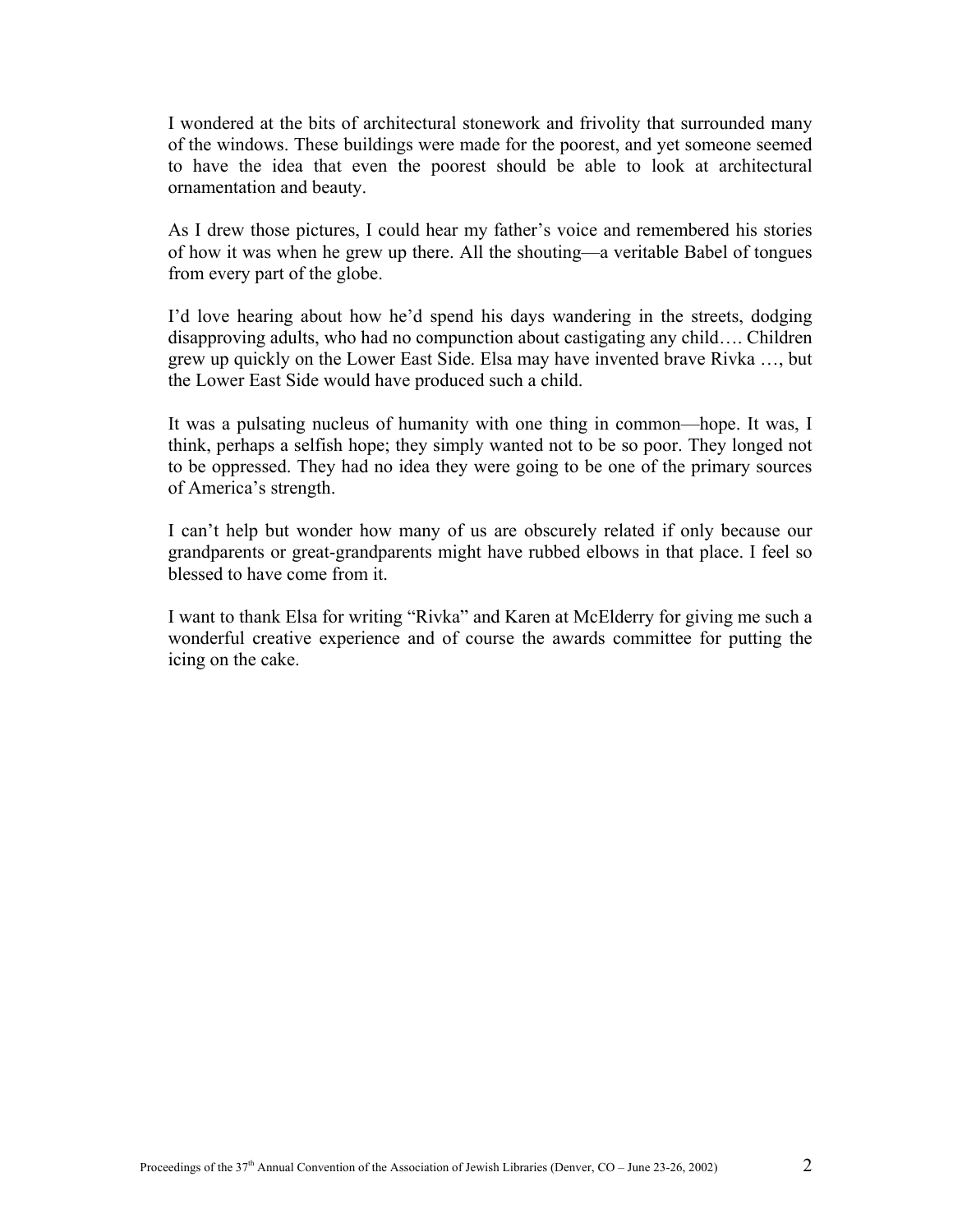I wondered at the bits of architectural stonework and frivolity that surrounded many of the windows. These buildings were made for the poorest, and yet someone seemed to have the idea that even the poorest should be able to look at architectural ornamentation and beauty.

As I drew those pictures, I could hear my father's voice and remembered his stories of how it was when he grew up there. All the shouting—a veritable Babel of tongues from every part of the globe.

I'd love hearing about how he'd spend his days wandering in the streets, dodging disapproving adults, who had no compunction about castigating any child…. Children grew up quickly on the Lower East Side. Elsa may have invented brave Rivka …, but the Lower East Side would have produced such a child.

It was a pulsating nucleus of humanity with one thing in common—hope. It was, I think, perhaps a selfish hope; they simply wanted not to be so poor. They longed not to be oppressed. They had no idea they were going to be one of the primary sources of America's strength.

I can't help but wonder how many of us are obscurely related if only because our grandparents or great-grandparents might have rubbed elbows in that place. I feel so blessed to have come from it.

I want to thank Elsa for writing "Rivka" and Karen at McElderry for giving me such a wonderful creative experience and of course the awards committee for putting the icing on the cake.